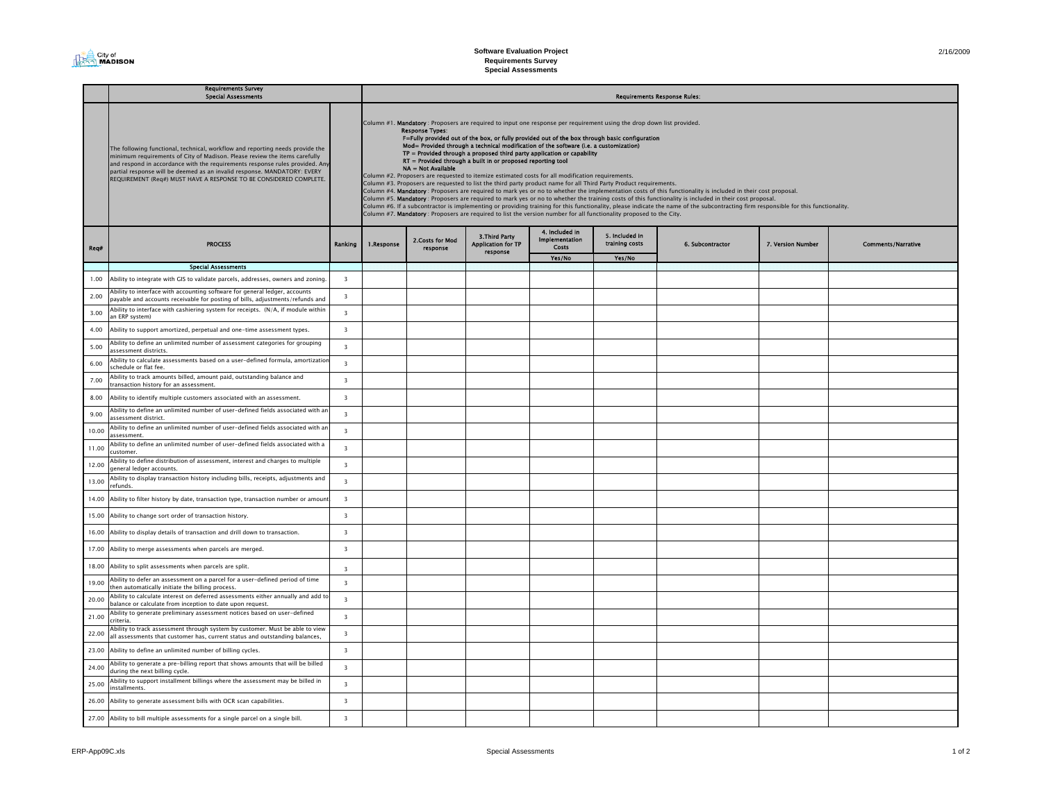# Software Evaluation Project
## Requirements Survey
## Special Assessments

2/16/2009

| Requirements Survey Special Assessments | | | Requirements Response Rules: | | | | | | | | |
|---|---|---|---|---|---|---|---|---|---|---|---|
| | The following functional, technical, workflow and reporting needs provide the minimum requirements of City of Madison. Please review the items carefully and respond in accordance with the requirements response rules provided. Any partial response will be deemed as an invalid response. MANDATORY: EVERY REQUIREMENT (Req#) MUST HAVE A RESPONSE TO BE CONSIDERED COMPLETE. | | Column #1. **Mandatory** : Proposers are required to input one response per requirement using the drop down list provided. **Response Types**: F=Fully provided out of the box, or fully provided out of the box through basic configuration; Mod= Provided through a technical modification of the software (i.e. a customization); TP = Provided through a proposed third party application or capability; RT = Provided through a built in or proposed reporting tool; NA = Not Available. Column #2. Proposers are requested to itemize estimated costs for all modification requirements. Column #3. Proposers are requested to list the third party product name for all Third Party Product requirements. Column #4. **Mandatory** : Proposers are required to mark yes or no to whether the implementation costs of this functionality is included in their cost proposal. Column #5. **Mandatory** : Proposers are required to mark yes or no to whether the training costs of this functionality is included in their cost proposal. Column #6. If a subcontractor is implementing or providing training for this functionality, please indicate the name of the subcontracting firm responsible for this functionality. Column #7. **Mandatory** : Proposers are required to list the version number for all functionality proposed to the City. | | | | | | | | |
| Req# | PROCESS | Ranking | 1.Response | 2.Costs for Mod response | 3.Third Party Application for TP response | 4. Included in Implementation Costs Yes/No | 5. Included in training costs Yes/No | 6. Subcontractor | 7. Version Number | Comments/Narrative |
| | **Special Assessments** | | | | | | | | | |
| 1.00 | Ability to integrate with GIS to validate parcels, addresses, owners and zoning. | 3 | | | | | | | | |
| 2.00 | Ability to interface with accounting software for general ledger, accounts payable and accounts receivable for posting of bills, adjustments/refunds and | 3 | | | | | | | | |
| 3.00 | Ability to interface with cashiering system for receipts. (N/A, if module within an ERP system) | 3 | | | | | | | | |
| 4.00 | Ability to support amortized, perpetual and one-time assessment types. | 3 | | | | | | | | |
| 5.00 | Ability to define an unlimited number of assessment categories for grouping assessment districts. | 3 | | | | | | | | |
| 6.00 | Ability to calculate assessments based on a user-defined formula, amortization schedule or flat fee. | 3 | | | | | | | | |
| 7.00 | Ability to track amounts billed, amount paid, outstanding balance and transaction history for an assessment. | 3 | | | | | | | | |
| 8.00 | Ability to identify multiple customers associated with an assessment. | 3 | | | | | | | | |
| 9.00 | Ability to define an unlimited number of user-defined fields associated with an assessment district. | 3 | | | | | | | | |
| 10.00 | Ability to define an unlimited number of user-defined fields associated with an assessment. | 3 | | | | | | | | |
| 11.00 | Ability to define an unlimited number of user-defined fields associated with a customer. | 3 | | | | | | | | |
| 12.00 | Ability to define distribution of assessment, interest and charges to multiple general ledger accounts. | 3 | | | | | | | | |
| 13.00 | Ability to display transaction history including bills, receipts, adjustments and refunds. | 3 | | | | | | | | |
| 14.00 | Ability to filter history by date, transaction type, transaction number or amount. | 3 | | | | | | | | |
| 15.00 | Ability to change sort order of transaction history. | 3 | | | | | | | | |
| 16.00 | Ability to display details of transaction and drill down to transaction. | 3 | | | | | | | | |
| 17.00 | Ability to merge assessments when parcels are merged. | 3 | | | | | | | | |
| 18.00 | Ability to split assessments when parcels are split. | 3 | | | | | | | | |
| 19.00 | Ability to defer an assessment on a parcel for a user-defined period of time then automatically initiate the billing process. | 3 | | | | | | | | |
| 20.00 | Ability to calculate interest on deferred assessments either annually and add to balance or calculate from inception to date upon request. | 3 | | | | | | | | |
| 21.00 | Ability to generate preliminary assessment notices based on user-defined criteria. | 3 | | | | | | | | |
| 22.00 | Ability to track assessment through system by customer. Must be able to view all assessments that customer has, current status and outstanding balances, | 3 | | | | | | | | |
| 23.00 | Ability to define an unlimited number of billing cycles. | 3 | | | | | | | | |
| 24.00 | Ability to generate a pre-billing report that shows amounts that will be billed during the next billing cycle. | 3 | | | | | | | | |
| 25.00 | Ability to support installment billings where the assessment may be billed in installments. | 3 | | | | | | | | |
| 26.00 | Ability to generate assessment bills with OCR scan capabilities. | 3 | | | | | | | | |
| 27.00 | Ability to bill multiple assessments for a single parcel on a single bill. | 3 | | | | | | | | |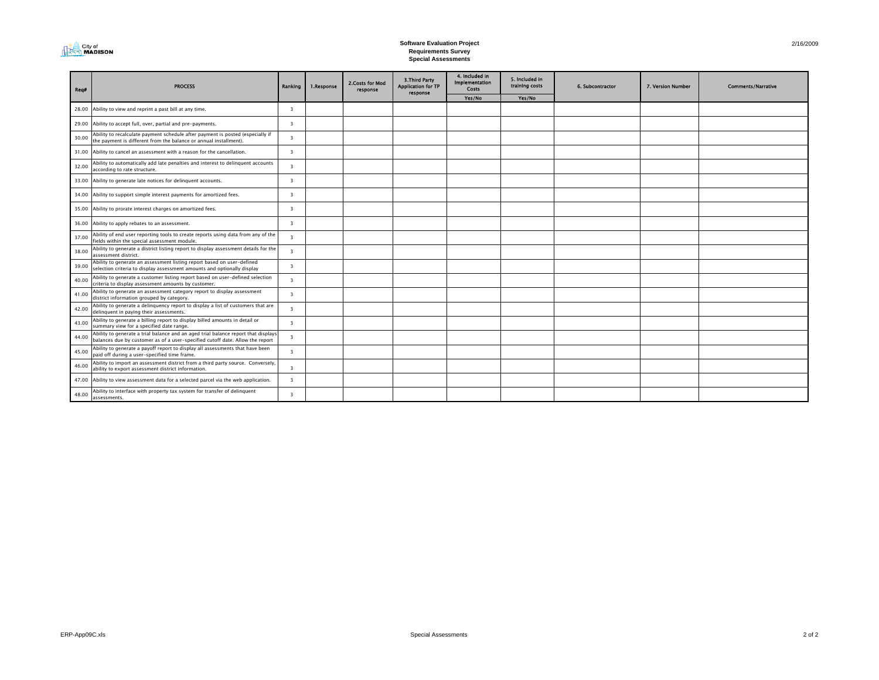**Software Evaluation Project**
**Requirements Survey**
**Special Assessments**

| Req# | PROCESS | Ranking | 1.Response | 2.Costs for Mod response | 3.Third Party Application for TP response | 4. Included in Implementation Costs | 5. Included in training costs | 6. Subcontractor | 7. Version Number | Comments/Narrative |
|---|---|---|---|---|---|---|---|---|---|---|
| | | | | | | Yes/No | Yes/No | | | |
| 28.00 | Ability to view and reprint a past bill at any time. | 3 | | | | | | | | |
| 29.00 | Ability to accept full, over, partial and pre-payments. | 3 | | | | | | | | |
| 30.00 | Ability to recalculate payment schedule after payment is posted (especially if the payment is different from the balance or annual installment). | 3 | | | | | | | | |
| 31.00 | Ability to cancel an assessment with a reason for the cancellation. | 3 | | | | | | | | |
| 32.00 | Ability to automatically add late penalties and interest to delinquent accounts according to rate structure. | 3 | | | | | | | | |
| 33.00 | Ability to generate late notices for delinquent accounts. | 3 | | | | | | | | |
| 34.00 | Ability to support simple interest payments for amortized fees. | 3 | | | | | | | | |
| 35.00 | Ability to prorate interest charges on amortized fees. | 3 | | | | | | | | |
| 36.00 | Ability to apply rebates to an assessment. | 3 | | | | | | | | |
| 37.00 | Ability of end user reporting tools to create reports using data from any of the fields within the special assessment module. | 3 | | | | | | | | |
| 38.00 | Ability to generate a district listing report to display assessment details for the assessment district. | 3 | | | | | | | | |
| 39.00 | Ability to generate an assessment listing report based on user-defined selection criteria to display assessment amounts and optionally display | 3 | | | | | | | | |
| 40.00 | Ability to generate a customer listing report based on user-defined selection criteria to display assessment amounts by customer. | 3 | | | | | | | | |
| 41.00 | Ability to generate an assessment category report to display assessment district information grouped by category. | 3 | | | | | | | | |
| 42.00 | Ability to generate a delinquency report to display a list of customers that are delinquent in paying their assessments. | 3 | | | | | | | | |
| 43.00 | Ability to generate a billing report to display billed amounts in detail or summary view for a specified date range. | 3 | | | | | | | | |
| 44.00 | Ability to generate a trial balance and an aged trial balance report that displays balances due by customer as of a user-specified cutoff date. Allow the report | 3 | | | | | | | | |
| 45.00 | Ability to generate a payoff report to display all assessments that have been paid off during a user-specified time frame. | 3 | | | | | | | | |
| 46.00 | Ability to import an assessment district from a third party source. Conversely, ability to export assessment district information. | 3 | | | | | | | | |
| 47.00 | Ability to view assessment data for a selected parcel via the web application. | 3 | | | | | | | | |
| 48.00 | Ability to interface with property tax system for transfer of delinquent assessments. | 3 | | | | | | | | |